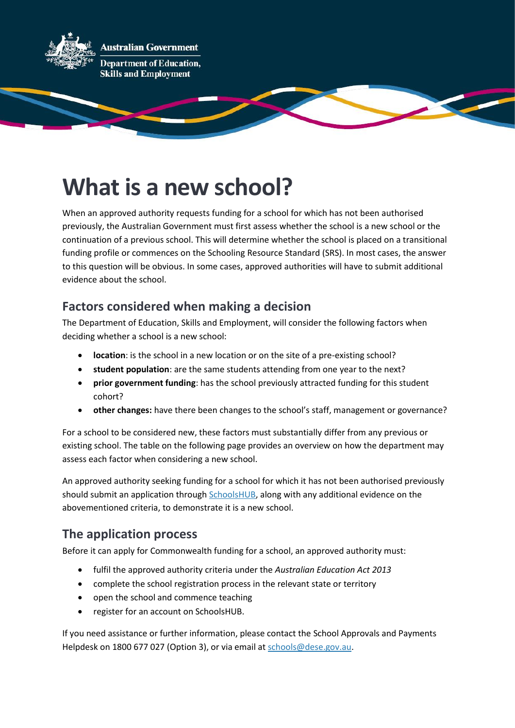Australian Government
Department of Education, Skills and Employment

# What is a new school?

When an approved authority requests funding for a school for which has not been authorised previously, the Australian Government must first assess whether the school is a new school or the continuation of a previous school. This will determine whether the school is placed on a transitional funding profile or commences on the Schooling Resource Standard (SRS). In most cases, the answer to this question will be obvious. In some cases, approved authorities will have to submit additional evidence about the school.

## Factors considered when making a decision

The Department of Education, Skills and Employment, will consider the following factors when deciding whether a school is a new school:

- **location**: is the school in a new location or on the site of a pre-existing school?
- **student population**: are the same students attending from one year to the next?
- **prior government funding**: has the school previously attracted funding for this student cohort?
- **other changes:** have there been changes to the school's staff, management or governance?

For a school to be considered new, these factors must substantially differ from any previous or existing school. The table on the following page provides an overview on how the department may assess each factor when considering a new school.

An approved authority seeking funding for a school for which it has not been authorised previously should submit an application through [SchoolsHUB](), along with any additional evidence on the abovementioned criteria, to demonstrate it is a new school.

## The application process

Before it can apply for Commonwealth funding for a school, an approved authority must:

- fulfil the approved authority criteria under the *Australian Education Act 2013*
- complete the school registration process in the relevant state or territory
- open the school and commence teaching
- register for an account on SchoolsHUB.

If you need assistance or further information, please contact the School Approvals and Payments Helpdesk on 1800 677 027 (Option 3), or via email at [schools@dese.gov.au](mailto:schools@dese.gov.au).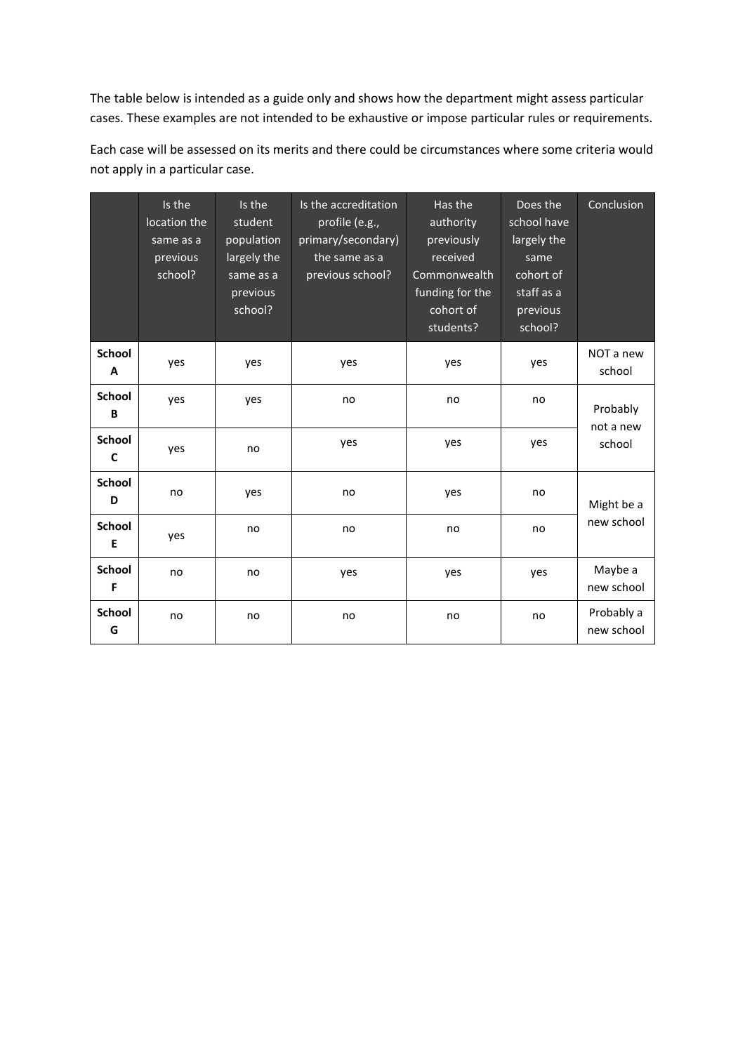The table below is intended as a guide only and shows how the department might assess particular cases. These examples are not intended to be exhaustive or impose particular rules or requirements.

Each case will be assessed on its merits and there could be circumstances where some criteria would not apply in a particular case.

| | Is the location the same as a previous school? | Is the student population largely the same as a previous school? | Is the accreditation profile (e.g., primary/secondary) the same as a previous school? | Has the authority previously received Commonwealth funding for the cohort of students? | Does the school have largely the same cohort of staff as a previous school? | Conclusion |
|---|---|---|---|---|---|---|
| **School A** | yes | yes | yes | yes | yes | NOT a new school |
| **School B** | yes | yes | no | no | no | Probably not a new school |
| **School C** | yes | no | yes | yes | yes | |
| **School D** | no | yes | no | yes | no | Might be a new school |
| **School E** | yes | no | no | no | no | |
| **School F** | no | no | yes | yes | yes | Maybe a new school |
| **School G** | no | no | no | no | no | Probably a new school |